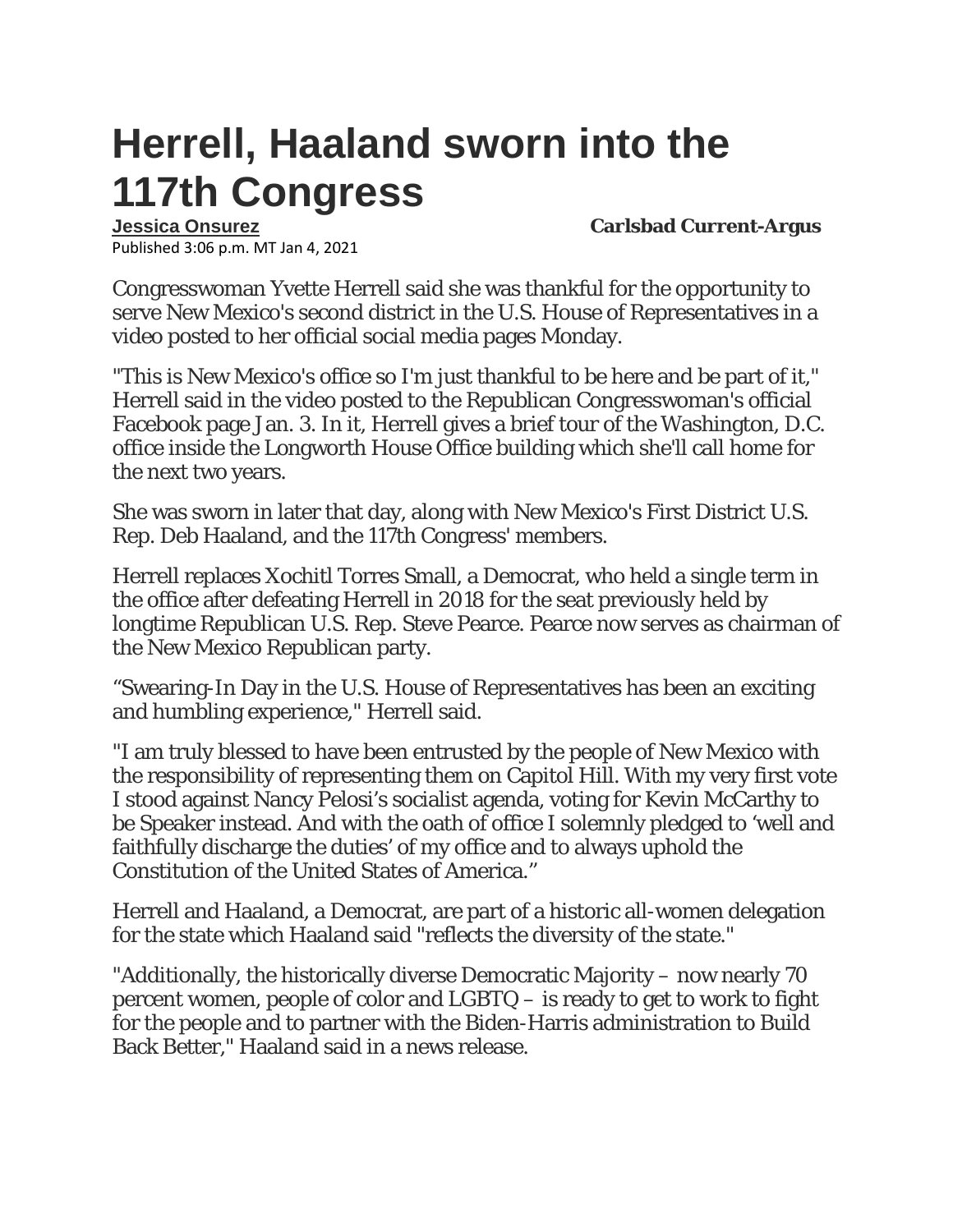# Herrell, Haaland sworn into the 117th Congress

**Jessica Onsurez** **Carlsbad Current-Argus**

Published 3:06 p.m. MT Jan 4, 2021

Congresswoman Yvette Herrell said she was thankful for the opportunity to serve New Mexico's second district in the U.S. House of Representatives in a video posted to her official social media pages Monday.

"This is New Mexico's office so I'm just thankful to be here and be part of it," Herrell said in the video posted to the Republican Congresswoman's official Facebook page Jan. 3. In it, Herrell gives a brief tour of the Washington, D.C. office inside the Longworth House Office building which she'll call home for the next two years.

She was sworn in later that day, along with New Mexico's First District U.S. Rep. Deb Haaland, and the 117th Congress' members.

Herrell replaces Xochitl Torres Small, a Democrat, who held a single term in the office after defeating Herrell in 2018 for the seat previously held by longtime Republican U.S. Rep. Steve Pearce. Pearce now serves as chairman of the New Mexico Republican party.

"Swearing-In Day in the U.S. House of Representatives has been an exciting and humbling experience," Herrell said.

"I am truly blessed to have been entrusted by the people of New Mexico with the responsibility of representing them on Capitol Hill. With my very first vote I stood against Nancy Pelosi's socialist agenda, voting for Kevin McCarthy to be Speaker instead. And with the oath of office I solemnly pledged to 'well and faithfully discharge the duties' of my office and to always uphold the Constitution of the United States of America."

Herrell and Haaland, a Democrat, are part of a historic all-women delegation for the state which Haaland said "reflects the diversity of the state."

"Additionally, the historically diverse Democratic Majority – now nearly 70 percent women, people of color and LGBTQ – is ready to get to work to fight for the people and to partner with the Biden-Harris administration to Build Back Better," Haaland said in a news release.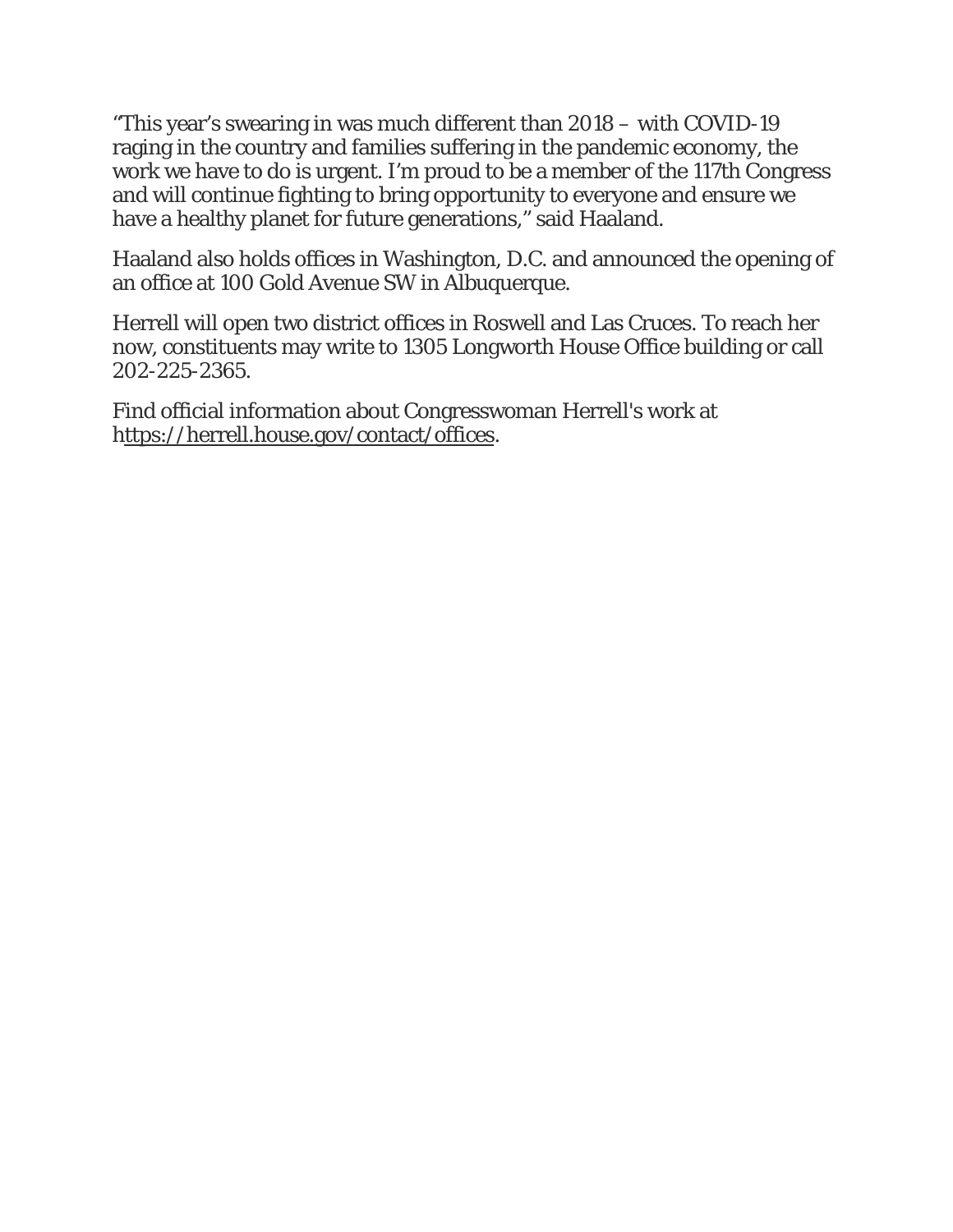"This year's swearing in was much different than 2018 – with COVID-19 raging in the country and families suffering in the pandemic economy, the work we have to do is urgent. I'm proud to be a member of the 117th Congress and will continue fighting to bring opportunity to everyone and ensure we have a healthy planet for future generations," said Haaland.

Haaland also holds offices in Washington, D.C. and announced the opening of an office at 100 Gold Avenue SW in Albuquerque.

Herrell will open two district offices in Roswell and Las Cruces. To reach her now, constituents may write to 1305 Longworth House Office building or call 202-225-2365.

Find official information about Congresswoman Herrell's work at https://herrell.house.gov/contact/offices.